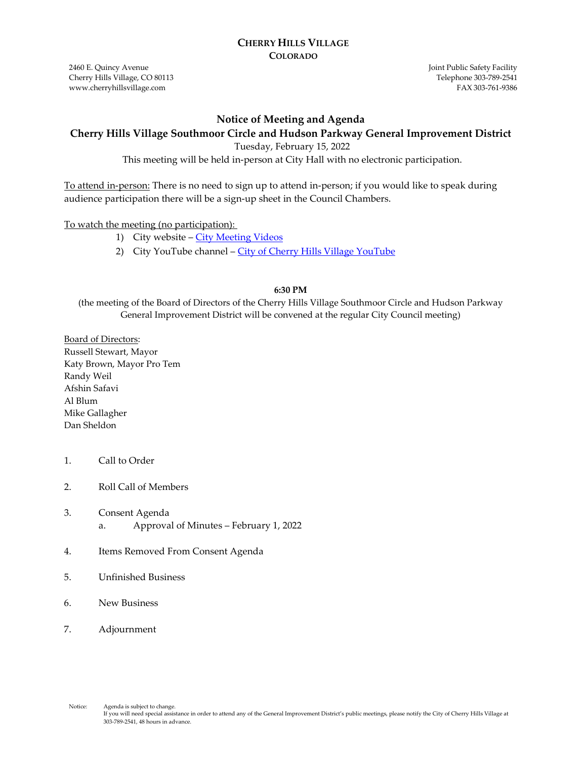# CHERRY HILLS VILLAGE
## COLORADO

2460 E. Quincy Avenue
Cherry Hills Village, CO 80113
www.cherryhillsvillage.com

Joint Public Safety Facility
Telephone 303-789-2541
FAX 303-761-9386

## Notice of Meeting and Agenda
## Cherry Hills Village Southmoor Circle and Hudson Parkway General Improvement District

Tuesday, February 15, 2022

This meeting will be held in-person at City Hall with no electronic participation.

To attend in-person: There is no need to sign up to attend in-person; if you would like to speak during audience participation there will be a sign-up sheet in the Council Chambers.

To watch the meeting (no participation):

1) City website – City Meeting Videos
2) City YouTube channel – City of Cherry Hills Village YouTube

**6:30 PM**

(the meeting of the Board of Directors of the Cherry Hills Village Southmoor Circle and Hudson Parkway General Improvement District will be convened at the regular City Council meeting)

Board of Directors:
Russell Stewart, Mayor
Katy Brown, Mayor Pro Tem
Randy Weil
Afshin Safavi
Al Blum
Mike Gallagher
Dan Sheldon

1. Call to Order
2. Roll Call of Members
3. Consent Agenda
   a. Approval of Minutes – February 1, 2022
4. Items Removed From Consent Agenda
5. Unfinished Business
6. New Business
7. Adjournment

Notice: Agenda is subject to change.
If you will need special assistance in order to attend any of the General Improvement District's public meetings, please notify the City of Cherry Hills Village at 303-789-2541, 48 hours in advance.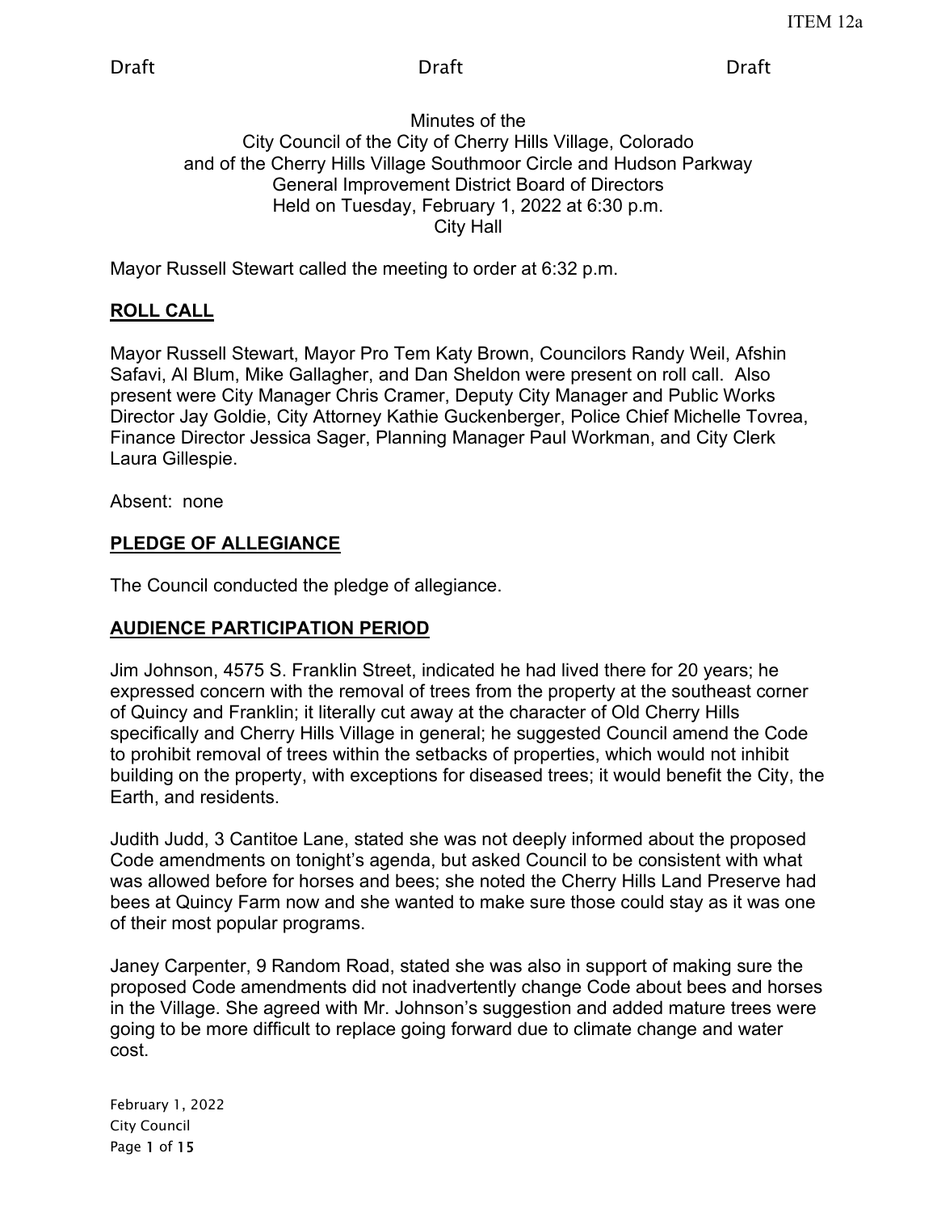ITEM 12a

Draft Draft Draft

Minutes of the
City Council of the City of Cherry Hills Village, Colorado
and of the Cherry Hills Village Southmoor Circle and Hudson Parkway
General Improvement District Board of Directors
Held on Tuesday, February 1, 2022 at 6:30 p.m.
City Hall

Mayor Russell Stewart called the meeting to order at 6:32 p.m.

## ROLL CALL

Mayor Russell Stewart, Mayor Pro Tem Katy Brown, Councilors Randy Weil, Afshin Safavi, Al Blum, Mike Gallagher, and Dan Sheldon were present on roll call. Also present were City Manager Chris Cramer, Deputy City Manager and Public Works Director Jay Goldie, City Attorney Kathie Guckenberger, Police Chief Michelle Tovrea, Finance Director Jessica Sager, Planning Manager Paul Workman, and City Clerk Laura Gillespie.

Absent: none

## PLEDGE OF ALLEGIANCE

The Council conducted the pledge of allegiance.

## AUDIENCE PARTICIPATION PERIOD

Jim Johnson, 4575 S. Franklin Street, indicated he had lived there for 20 years; he expressed concern with the removal of trees from the property at the southeast corner of Quincy and Franklin; it literally cut away at the character of Old Cherry Hills specifically and Cherry Hills Village in general; he suggested Council amend the Code to prohibit removal of trees within the setbacks of properties, which would not inhibit building on the property, with exceptions for diseased trees; it would benefit the City, the Earth, and residents.

Judith Judd, 3 Cantitoe Lane, stated she was not deeply informed about the proposed Code amendments on tonight's agenda, but asked Council to be consistent with what was allowed before for horses and bees; she noted the Cherry Hills Land Preserve had bees at Quincy Farm now and she wanted to make sure those could stay as it was one of their most popular programs.

Janey Carpenter, 9 Random Road, stated she was also in support of making sure the proposed Code amendments did not inadvertently change Code about bees and horses in the Village. She agreed with Mr. Johnson's suggestion and added mature trees were going to be more difficult to replace going forward due to climate change and water cost.

February 1, 2022
City Council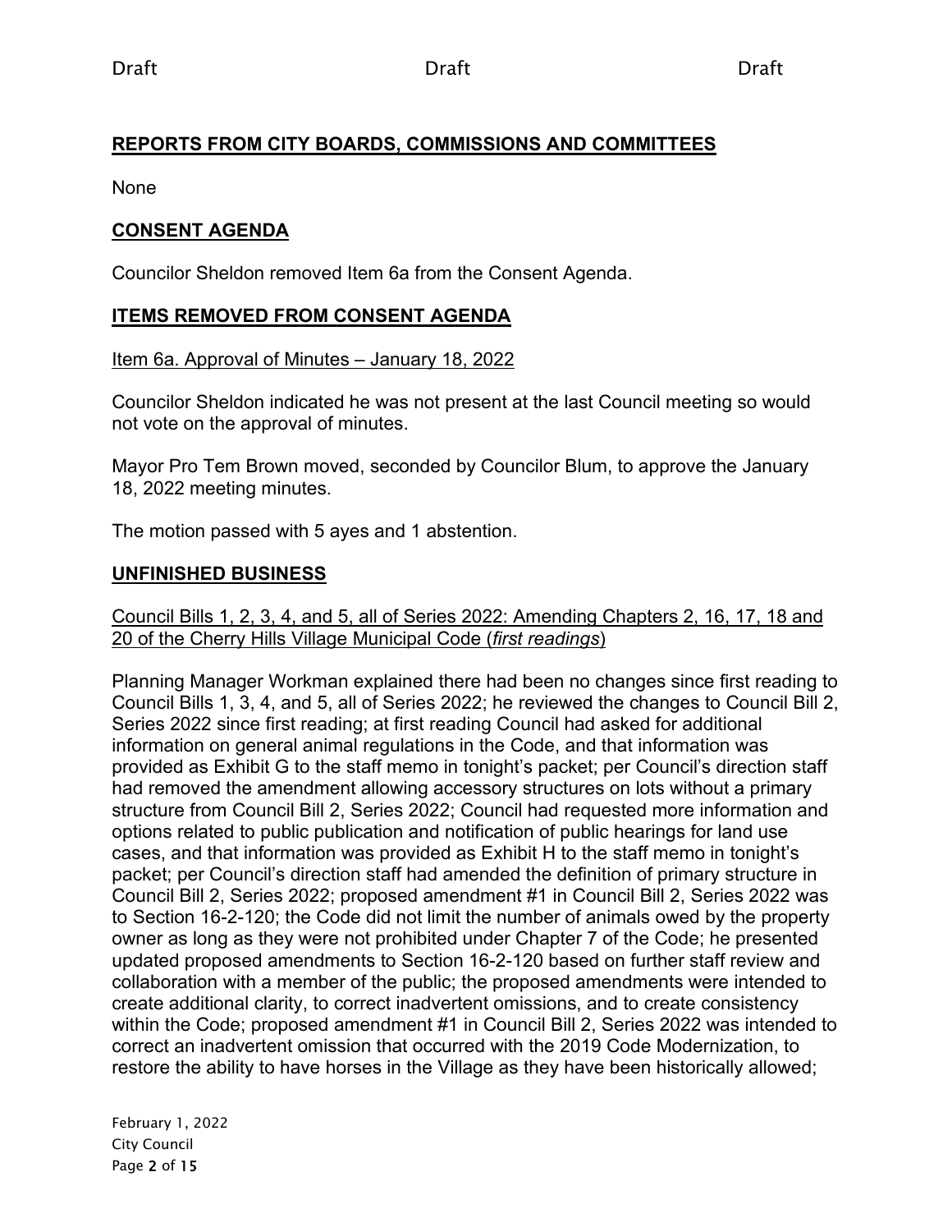## REPORTS FROM CITY BOARDS, COMMISSIONS AND COMMITTEES

None

## CONSENT AGENDA

Councilor Sheldon removed Item 6a from the Consent Agenda.

## ITEMS REMOVED FROM CONSENT AGENDA

Item 6a. Approval of Minutes – January 18, 2022

Councilor Sheldon indicated he was not present at the last Council meeting so would not vote on the approval of minutes.

Mayor Pro Tem Brown moved, seconded by Councilor Blum, to approve the January 18, 2022 meeting minutes.

The motion passed with 5 ayes and 1 abstention.

## UNFINISHED BUSINESS

Council Bills 1, 2, 3, 4, and 5, all of Series 2022: Amending Chapters 2, 16, 17, 18 and 20 of the Cherry Hills Village Municipal Code (*first readings*)

Planning Manager Workman explained there had been no changes since first reading to Council Bills 1, 3, 4, and 5, all of Series 2022; he reviewed the changes to Council Bill 2, Series 2022 since first reading; at first reading Council had asked for additional information on general animal regulations in the Code, and that information was provided as Exhibit G to the staff memo in tonight's packet; per Council's direction staff had removed the amendment allowing accessory structures on lots without a primary structure from Council Bill 2, Series 2022; Council had requested more information and options related to public publication and notification of public hearings for land use cases, and that information was provided as Exhibit H to the staff memo in tonight's packet; per Council's direction staff had amended the definition of primary structure in Council Bill 2, Series 2022; proposed amendment #1 in Council Bill 2, Series 2022 was to Section 16-2-120; the Code did not limit the number of animals owed by the property owner as long as they were not prohibited under Chapter 7 of the Code; he presented updated proposed amendments to Section 16-2-120 based on further staff review and collaboration with a member of the public; the proposed amendments were intended to create additional clarity, to correct inadvertent omissions, and to create consistency within the Code; proposed amendment #1 in Council Bill 2, Series 2022 was intended to correct an inadvertent omission that occurred with the 2019 Code Modernization, to restore the ability to have horses in the Village as they have been historically allowed;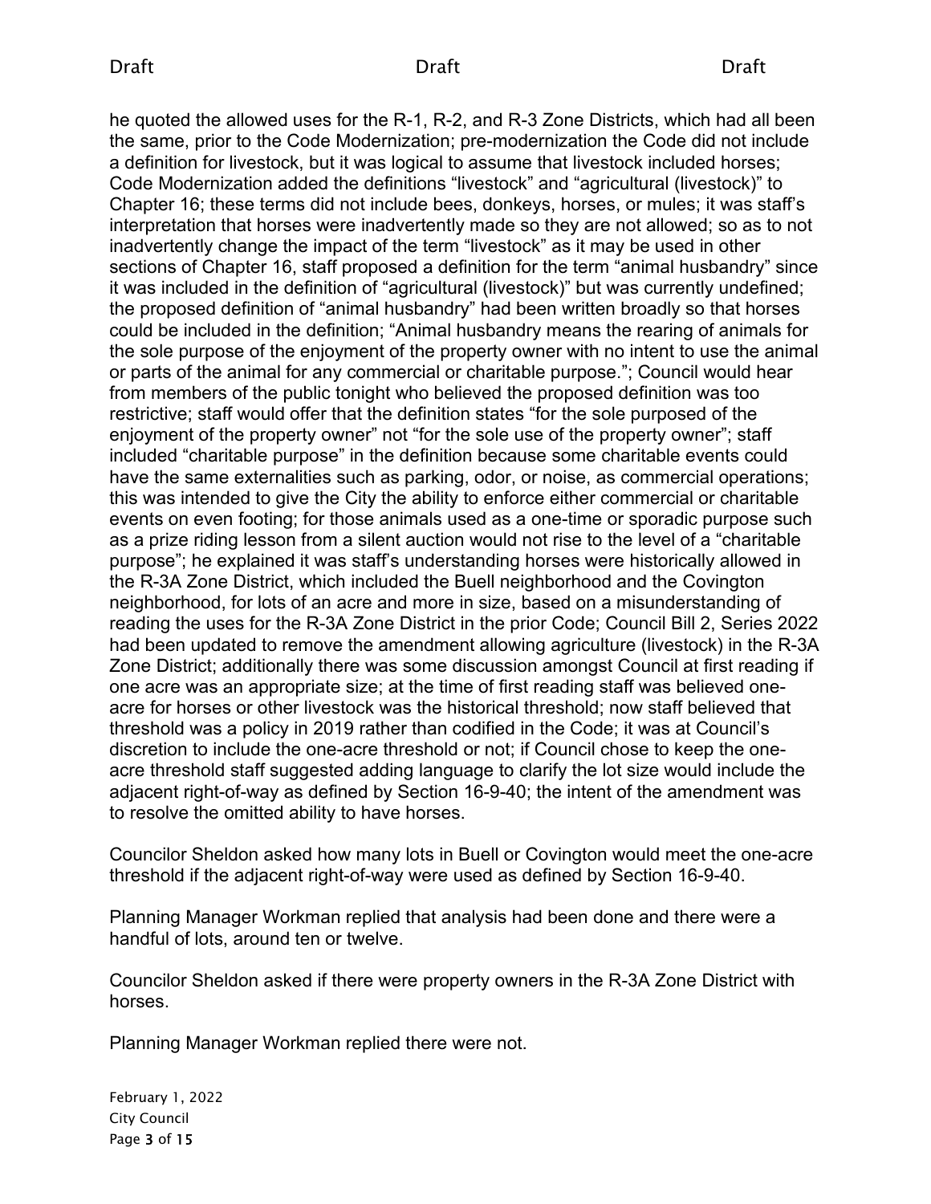he quoted the allowed uses for the R-1, R-2, and R-3 Zone Districts, which had all been the same, prior to the Code Modernization; pre-modernization the Code did not include a definition for livestock, but it was logical to assume that livestock included horses; Code Modernization added the definitions "livestock" and "agricultural (livestock)" to Chapter 16; these terms did not include bees, donkeys, horses, or mules; it was staff's interpretation that horses were inadvertently made so they are not allowed; so as to not inadvertently change the impact of the term "livestock" as it may be used in other sections of Chapter 16, staff proposed a definition for the term "animal husbandry" since it was included in the definition of "agricultural (livestock)" but was currently undefined; the proposed definition of "animal husbandry" had been written broadly so that horses could be included in the definition; "Animal husbandry means the rearing of animals for the sole purpose of the enjoyment of the property owner with no intent to use the animal or parts of the animal for any commercial or charitable purpose."; Council would hear from members of the public tonight who believed the proposed definition was too restrictive; staff would offer that the definition states "for the sole purposed of the enjoyment of the property owner" not "for the sole use of the property owner"; staff included "charitable purpose" in the definition because some charitable events could have the same externalities such as parking, odor, or noise, as commercial operations; this was intended to give the City the ability to enforce either commercial or charitable events on even footing; for those animals used as a one-time or sporadic purpose such as a prize riding lesson from a silent auction would not rise to the level of a "charitable purpose"; he explained it was staff's understanding horses were historically allowed in the R-3A Zone District, which included the Buell neighborhood and the Covington neighborhood, for lots of an acre and more in size, based on a misunderstanding of reading the uses for the R-3A Zone District in the prior Code; Council Bill 2, Series 2022 had been updated to remove the amendment allowing agriculture (livestock) in the R-3A Zone District; additionally there was some discussion amongst Council at first reading if one acre was an appropriate size; at the time of first reading staff was believed one-acre for horses or other livestock was the historical threshold; now staff believed that threshold was a policy in 2019 rather than codified in the Code; it was at Council's discretion to include the one-acre threshold or not; if Council chose to keep the one-acre threshold staff suggested adding language to clarify the lot size would include the adjacent right-of-way as defined by Section 16-9-40; the intent of the amendment was to resolve the omitted ability to have horses.

Councilor Sheldon asked how many lots in Buell or Covington would meet the one-acre threshold if the adjacent right-of-way were used as defined by Section 16-9-40.

Planning Manager Workman replied that analysis had been done and there were a handful of lots, around ten or twelve.

Councilor Sheldon asked if there were property owners in the R-3A Zone District with horses.

Planning Manager Workman replied there were not.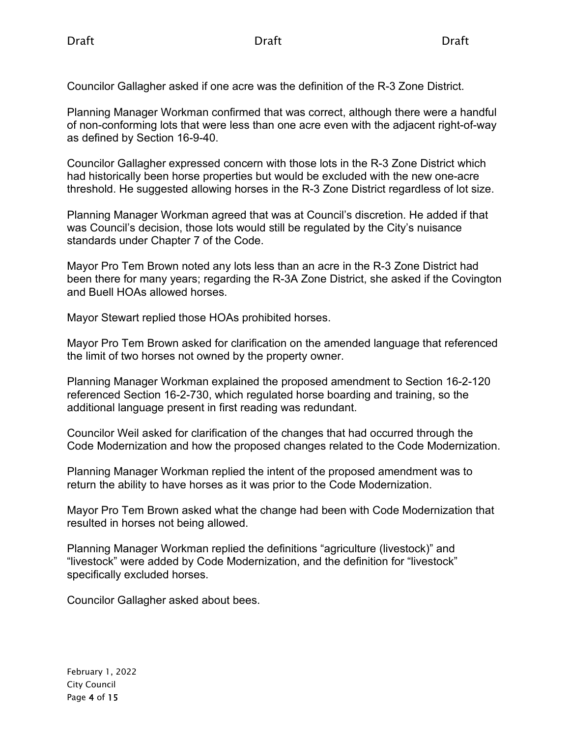Councilor Gallagher asked if one acre was the definition of the R-3 Zone District.

Planning Manager Workman confirmed that was correct, although there were a handful of non-conforming lots that were less than one acre even with the adjacent right-of-way as defined by Section 16-9-40.

Councilor Gallagher expressed concern with those lots in the R-3 Zone District which had historically been horse properties but would be excluded with the new one-acre threshold. He suggested allowing horses in the R-3 Zone District regardless of lot size.

Planning Manager Workman agreed that was at Council's discretion. He added if that was Council's decision, those lots would still be regulated by the City's nuisance standards under Chapter 7 of the Code.

Mayor Pro Tem Brown noted any lots less than an acre in the R-3 Zone District had been there for many years; regarding the R-3A Zone District, she asked if the Covington and Buell HOAs allowed horses.

Mayor Stewart replied those HOAs prohibited horses.

Mayor Pro Tem Brown asked for clarification on the amended language that referenced the limit of two horses not owned by the property owner.

Planning Manager Workman explained the proposed amendment to Section 16-2-120 referenced Section 16-2-730, which regulated horse boarding and training, so the additional language present in first reading was redundant.

Councilor Weil asked for clarification of the changes that had occurred through the Code Modernization and how the proposed changes related to the Code Modernization.

Planning Manager Workman replied the intent of the proposed amendment was to return the ability to have horses as it was prior to the Code Modernization.

Mayor Pro Tem Brown asked what the change had been with Code Modernization that resulted in horses not being allowed.

Planning Manager Workman replied the definitions "agriculture (livestock)" and "livestock" were added by Code Modernization, and the definition for "livestock" specifically excluded horses.

Councilor Gallagher asked about bees.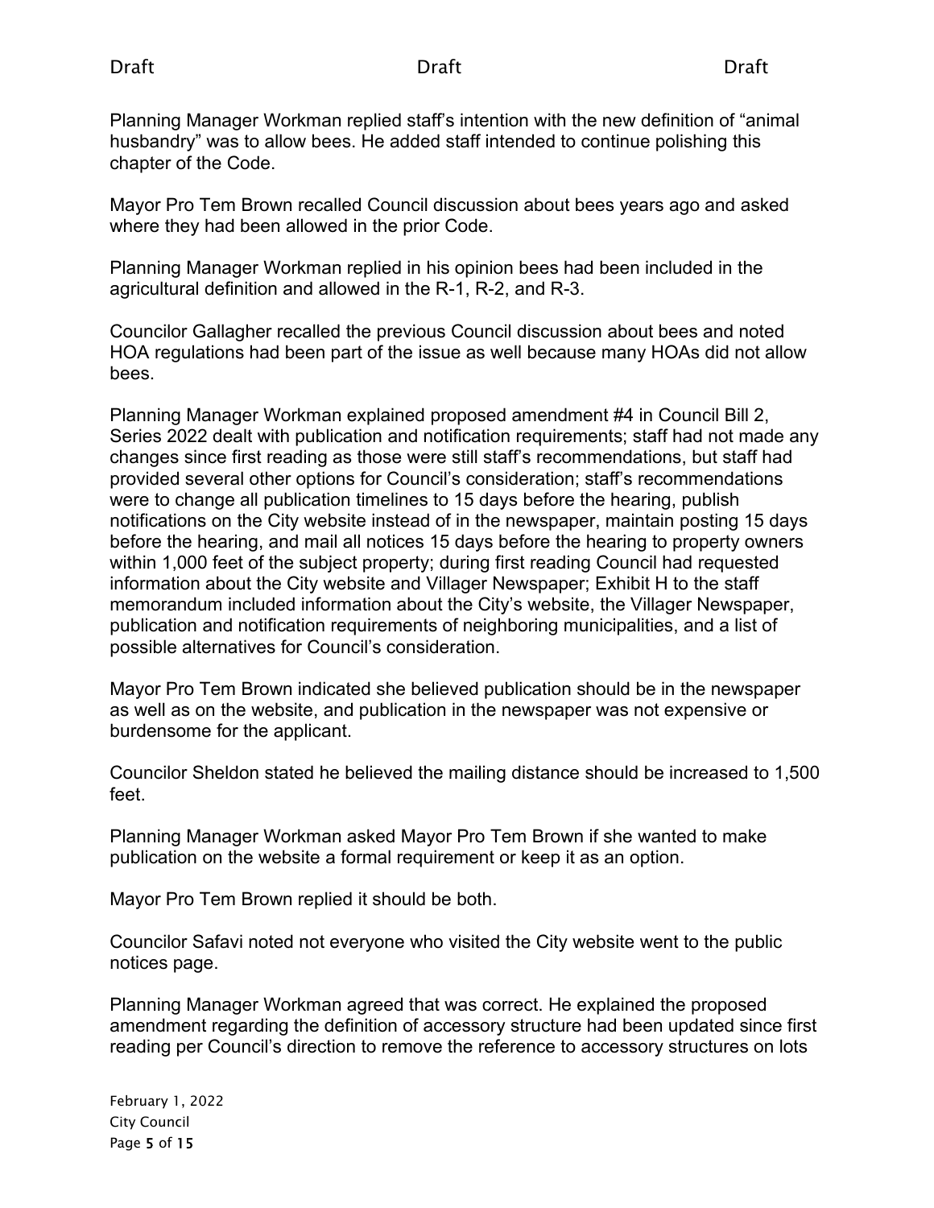Planning Manager Workman replied staff's intention with the new definition of "animal husbandry" was to allow bees. He added staff intended to continue polishing this chapter of the Code.

Mayor Pro Tem Brown recalled Council discussion about bees years ago and asked where they had been allowed in the prior Code.

Planning Manager Workman replied in his opinion bees had been included in the agricultural definition and allowed in the R-1, R-2, and R-3.

Councilor Gallagher recalled the previous Council discussion about bees and noted HOA regulations had been part of the issue as well because many HOAs did not allow bees.

Planning Manager Workman explained proposed amendment #4 in Council Bill 2, Series 2022 dealt with publication and notification requirements; staff had not made any changes since first reading as those were still staff's recommendations, but staff had provided several other options for Council's consideration; staff's recommendations were to change all publication timelines to 15 days before the hearing, publish notifications on the City website instead of in the newspaper, maintain posting 15 days before the hearing, and mail all notices 15 days before the hearing to property owners within 1,000 feet of the subject property; during first reading Council had requested information about the City website and Villager Newspaper; Exhibit H to the staff memorandum included information about the City's website, the Villager Newspaper, publication and notification requirements of neighboring municipalities, and a list of possible alternatives for Council's consideration.

Mayor Pro Tem Brown indicated she believed publication should be in the newspaper as well as on the website, and publication in the newspaper was not expensive or burdensome for the applicant.

Councilor Sheldon stated he believed the mailing distance should be increased to 1,500 feet.

Planning Manager Workman asked Mayor Pro Tem Brown if she wanted to make publication on the website a formal requirement or keep it as an option.

Mayor Pro Tem Brown replied it should be both.

Councilor Safavi noted not everyone who visited the City website went to the public notices page.

Planning Manager Workman agreed that was correct. He explained the proposed amendment regarding the definition of accessory structure had been updated since first reading per Council's direction to remove the reference to accessory structures on lots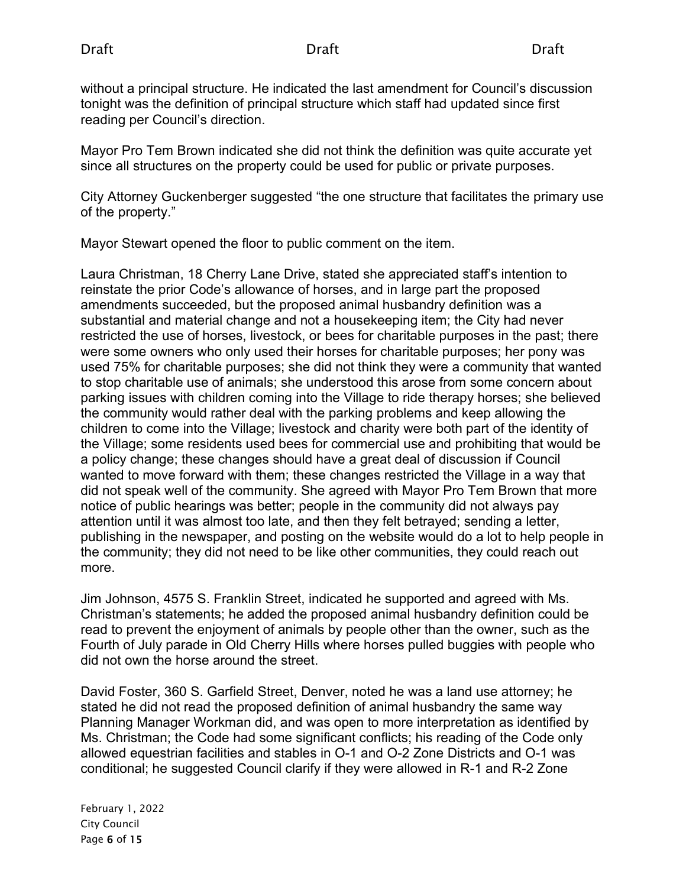without a principal structure. He indicated the last amendment for Council's discussion tonight was the definition of principal structure which staff had updated since first reading per Council's direction.

Mayor Pro Tem Brown indicated she did not think the definition was quite accurate yet since all structures on the property could be used for public or private purposes.

City Attorney Guckenberger suggested "the one structure that facilitates the primary use of the property."

Mayor Stewart opened the floor to public comment on the item.

Laura Christman, 18 Cherry Lane Drive, stated she appreciated staff's intention to reinstate the prior Code's allowance of horses, and in large part the proposed amendments succeeded, but the proposed animal husbandry definition was a substantial and material change and not a housekeeping item; the City had never restricted the use of horses, livestock, or bees for charitable purposes in the past; there were some owners who only used their horses for charitable purposes; her pony was used 75% for charitable purposes; she did not think they were a community that wanted to stop charitable use of animals; she understood this arose from some concern about parking issues with children coming into the Village to ride therapy horses; she believed the community would rather deal with the parking problems and keep allowing the children to come into the Village; livestock and charity were both part of the identity of the Village; some residents used bees for commercial use and prohibiting that would be a policy change; these changes should have a great deal of discussion if Council wanted to move forward with them; these changes restricted the Village in a way that did not speak well of the community. She agreed with Mayor Pro Tem Brown that more notice of public hearings was better; people in the community did not always pay attention until it was almost too late, and then they felt betrayed; sending a letter, publishing in the newspaper, and posting on the website would do a lot to help people in the community; they did not need to be like other communities, they could reach out more.

Jim Johnson, 4575 S. Franklin Street, indicated he supported and agreed with Ms. Christman's statements; he added the proposed animal husbandry definition could be read to prevent the enjoyment of animals by people other than the owner, such as the Fourth of July parade in Old Cherry Hills where horses pulled buggies with people who did not own the horse around the street.

David Foster, 360 S. Garfield Street, Denver, noted he was a land use attorney; he stated he did not read the proposed definition of animal husbandry the same way Planning Manager Workman did, and was open to more interpretation as identified by Ms. Christman; the Code had some significant conflicts; his reading of the Code only allowed equestrian facilities and stables in O-1 and O-2 Zone Districts and O-1 was conditional; he suggested Council clarify if they were allowed in R-1 and R-2 Zone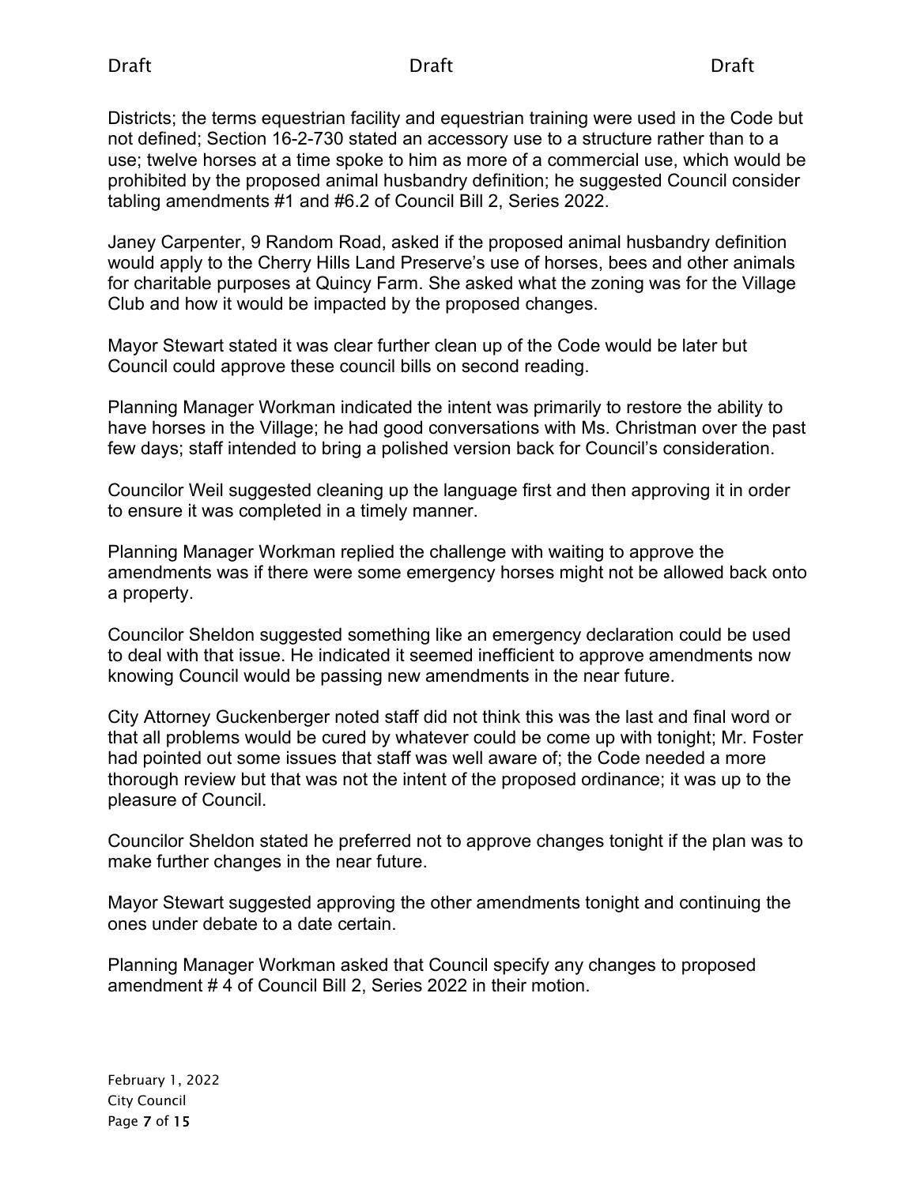Districts; the terms equestrian facility and equestrian training were used in the Code but not defined; Section 16-2-730 stated an accessory use to a structure rather than to a use; twelve horses at a time spoke to him as more of a commercial use, which would be prohibited by the proposed animal husbandry definition; he suggested Council consider tabling amendments #1 and #6.2 of Council Bill 2, Series 2022.

Janey Carpenter, 9 Random Road, asked if the proposed animal husbandry definition would apply to the Cherry Hills Land Preserve's use of horses, bees and other animals for charitable purposes at Quincy Farm. She asked what the zoning was for the Village Club and how it would be impacted by the proposed changes.

Mayor Stewart stated it was clear further clean up of the Code would be later but Council could approve these council bills on second reading.

Planning Manager Workman indicated the intent was primarily to restore the ability to have horses in the Village; he had good conversations with Ms. Christman over the past few days; staff intended to bring a polished version back for Council's consideration.

Councilor Weil suggested cleaning up the language first and then approving it in order to ensure it was completed in a timely manner.

Planning Manager Workman replied the challenge with waiting to approve the amendments was if there were some emergency horses might not be allowed back onto a property.

Councilor Sheldon suggested something like an emergency declaration could be used to deal with that issue. He indicated it seemed inefficient to approve amendments now knowing Council would be passing new amendments in the near future.

City Attorney Guckenberger noted staff did not think this was the last and final word or that all problems would be cured by whatever could be come up with tonight; Mr. Foster had pointed out some issues that staff was well aware of; the Code needed a more thorough review but that was not the intent of the proposed ordinance; it was up to the pleasure of Council.

Councilor Sheldon stated he preferred not to approve changes tonight if the plan was to make further changes in the near future.

Mayor Stewart suggested approving the other amendments tonight and continuing the ones under debate to a date certain.

Planning Manager Workman asked that Council specify any changes to proposed amendment # 4 of Council Bill 2, Series 2022 in their motion.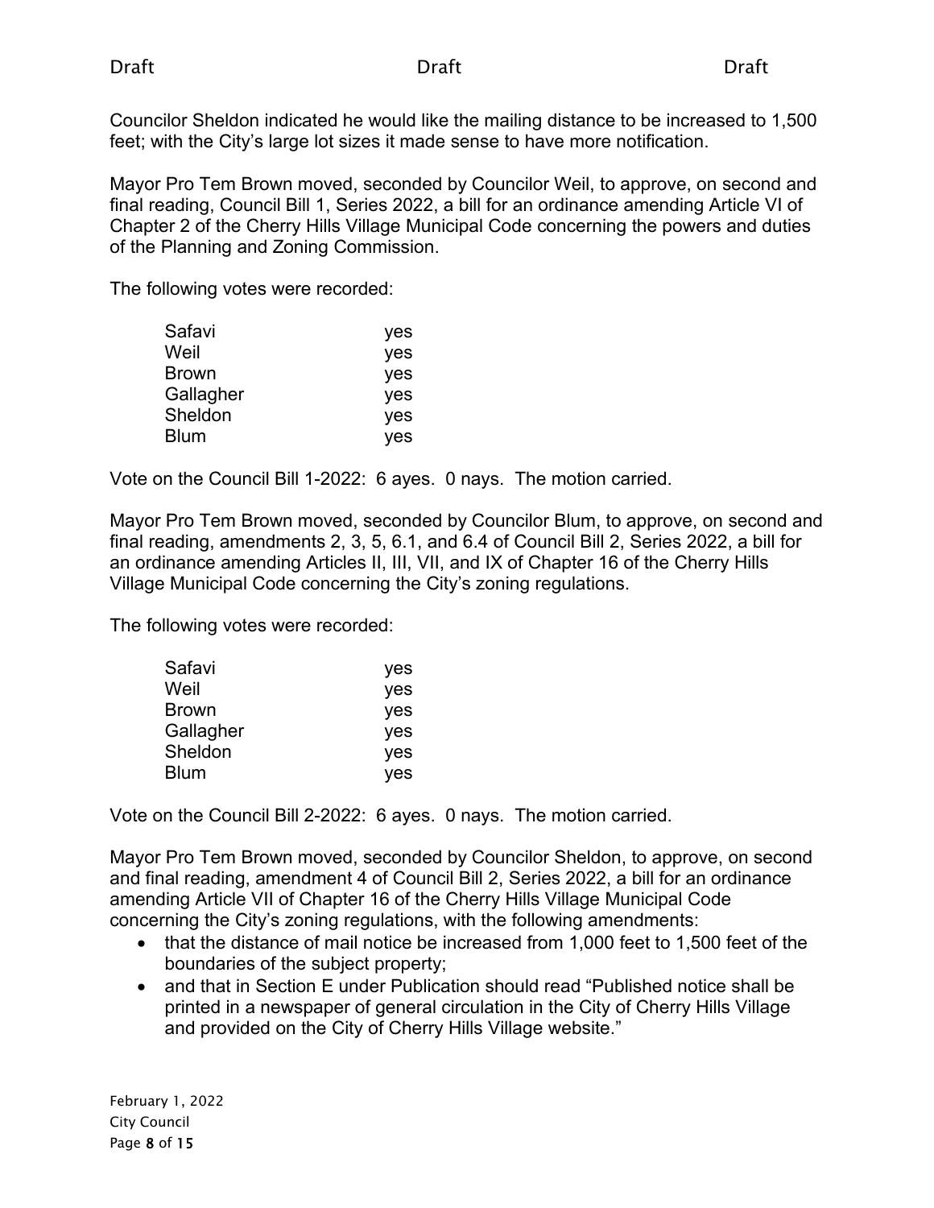Councilor Sheldon indicated he would like the mailing distance to be increased to 1,500 feet; with the City's large lot sizes it made sense to have more notification.

Mayor Pro Tem Brown moved, seconded by Councilor Weil, to approve, on second and final reading, Council Bill 1, Series 2022, a bill for an ordinance amending Article VI of Chapter 2 of the Cherry Hills Village Municipal Code concerning the powers and duties of the Planning and Zoning Commission.

The following votes were recorded:

| | |
|---|---|
| Safavi | yes |
| Weil | yes |
| Brown | yes |
| Gallagher | yes |
| Sheldon | yes |
| Blum | yes |

Vote on the Council Bill 1-2022: 6 ayes. 0 nays. The motion carried.

Mayor Pro Tem Brown moved, seconded by Councilor Blum, to approve, on second and final reading, amendments 2, 3, 5, 6.1, and 6.4 of Council Bill 2, Series 2022, a bill for an ordinance amending Articles II, III, VII, and IX of Chapter 16 of the Cherry Hills Village Municipal Code concerning the City's zoning regulations.

The following votes were recorded:

| | |
|---|---|
| Safavi | yes |
| Weil | yes |
| Brown | yes |
| Gallagher | yes |
| Sheldon | yes |
| Blum | yes |

Vote on the Council Bill 2-2022: 6 ayes. 0 nays. The motion carried.

Mayor Pro Tem Brown moved, seconded by Councilor Sheldon, to approve, on second and final reading, amendment 4 of Council Bill 2, Series 2022, a bill for an ordinance amending Article VII of Chapter 16 of the Cherry Hills Village Municipal Code concerning the City's zoning regulations, with the following amendments:

- that the distance of mail notice be increased from 1,000 feet to 1,500 feet of the boundaries of the subject property;
- and that in Section E under Publication should read "Published notice shall be printed in a newspaper of general circulation in the City of Cherry Hills Village and provided on the City of Cherry Hills Village website."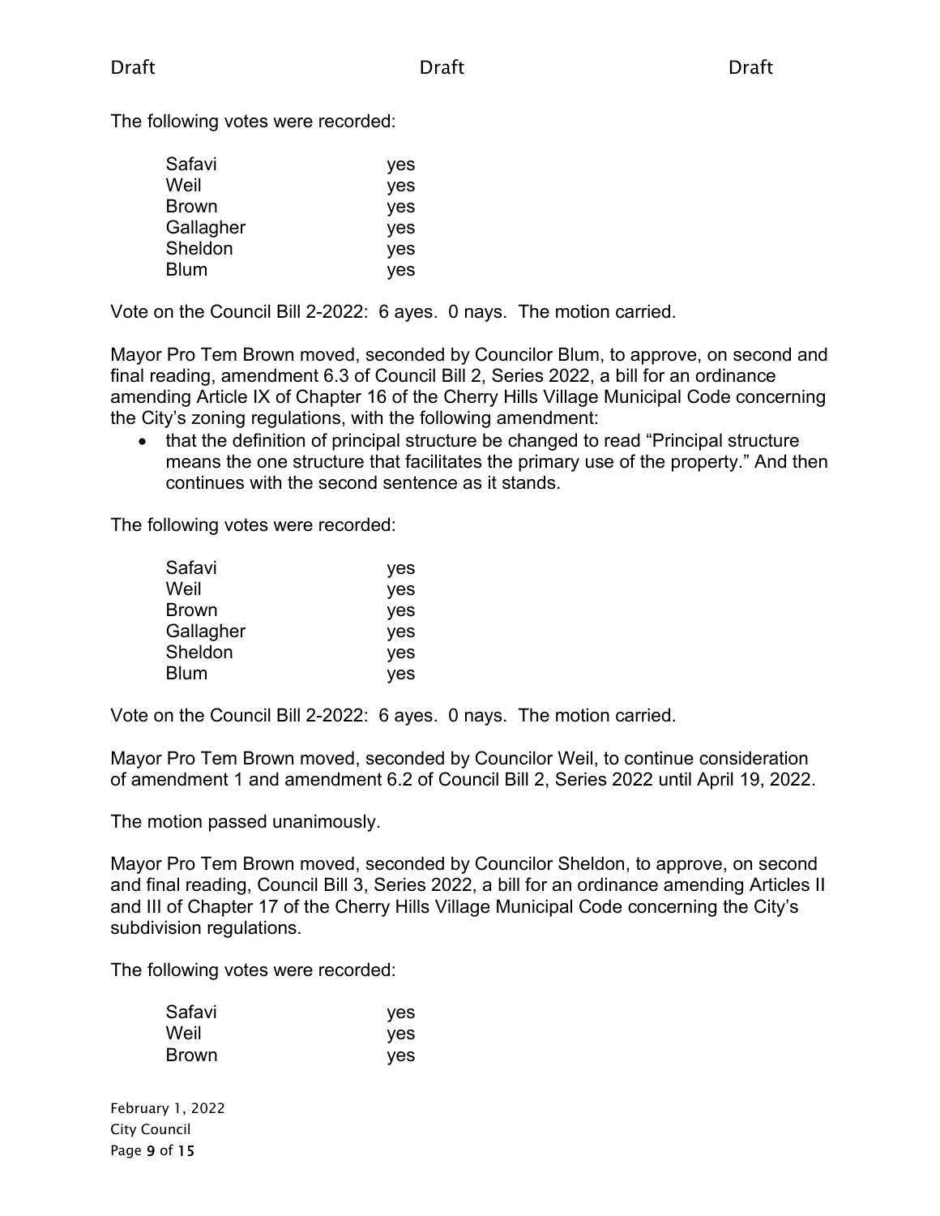The following votes were recorded:

| | |
|---|---|
| Safavi | yes |
| Weil | yes |
| Brown | yes |
| Gallagher | yes |
| Sheldon | yes |
| Blum | yes |

Vote on the Council Bill 2-2022: 6 ayes. 0 nays. The motion carried.

Mayor Pro Tem Brown moved, seconded by Councilor Blum, to approve, on second and final reading, amendment 6.3 of Council Bill 2, Series 2022, a bill for an ordinance amending Article IX of Chapter 16 of the Cherry Hills Village Municipal Code concerning the City's zoning regulations, with the following amendment:

- that the definition of principal structure be changed to read "Principal structure means the one structure that facilitates the primary use of the property." And then continues with the second sentence as it stands.

The following votes were recorded:

| | |
|---|---|
| Safavi | yes |
| Weil | yes |
| Brown | yes |
| Gallagher | yes |
| Sheldon | yes |
| Blum | yes |

Vote on the Council Bill 2-2022: 6 ayes. 0 nays. The motion carried.

Mayor Pro Tem Brown moved, seconded by Councilor Weil, to continue consideration of amendment 1 and amendment 6.2 of Council Bill 2, Series 2022 until April 19, 2022.

The motion passed unanimously.

Mayor Pro Tem Brown moved, seconded by Councilor Sheldon, to approve, on second and final reading, Council Bill 3, Series 2022, a bill for an ordinance amending Articles II and III of Chapter 17 of the Cherry Hills Village Municipal Code concerning the City's subdivision regulations.

The following votes were recorded:

| | |
|---|---|
| Safavi | yes |
| Weil | yes |
| Brown | yes |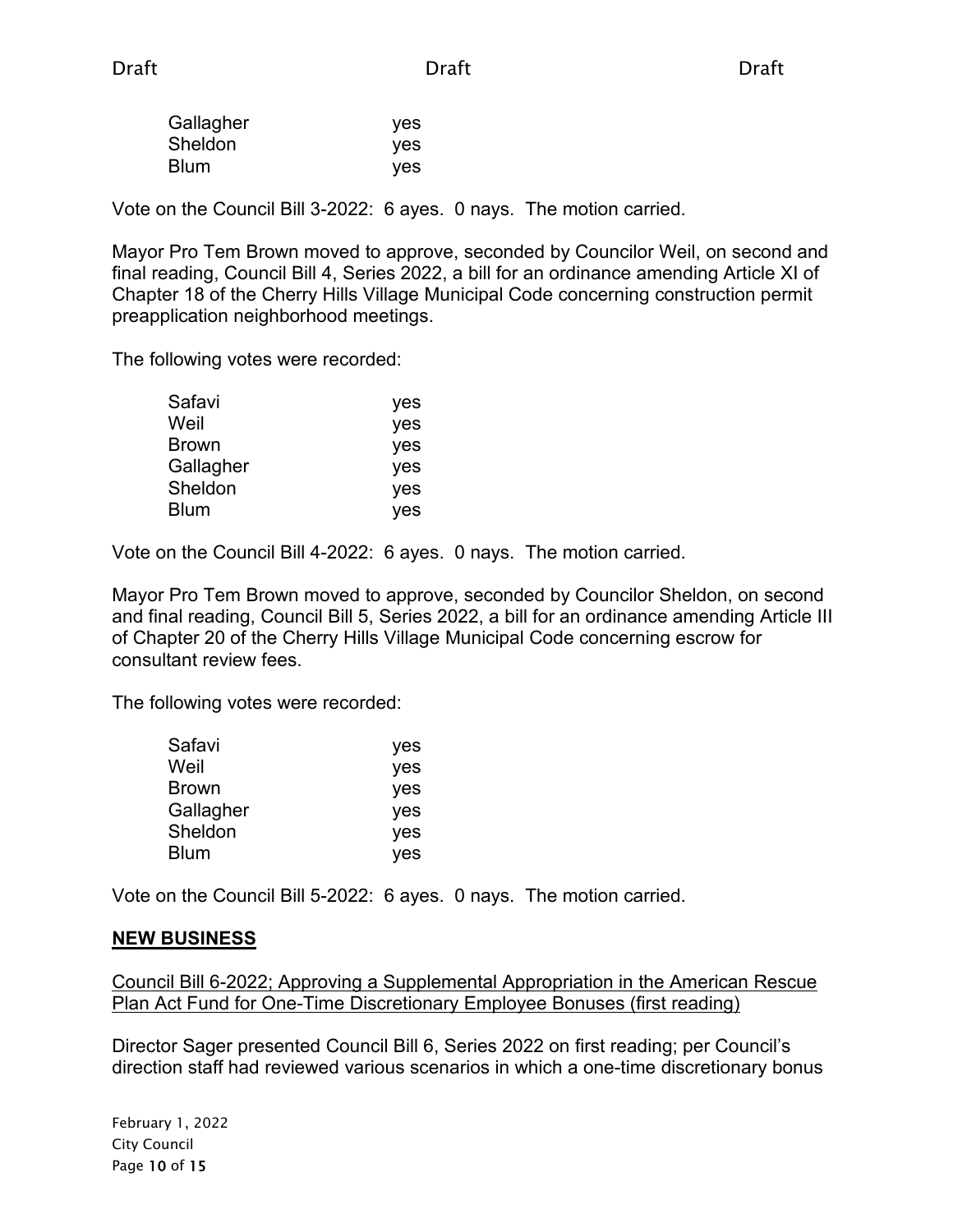| | |
|---|---|
| Gallagher | yes |
| Sheldon | yes |
| Blum | yes |

Vote on the Council Bill 3-2022: 6 ayes. 0 nays. The motion carried.

Mayor Pro Tem Brown moved to approve, seconded by Councilor Weil, on second and final reading, Council Bill 4, Series 2022, a bill for an ordinance amending Article XI of Chapter 18 of the Cherry Hills Village Municipal Code concerning construction permit preapplication neighborhood meetings.

The following votes were recorded:

| | |
|---|---|
| Safavi | yes |
| Weil | yes |
| Brown | yes |
| Gallagher | yes |
| Sheldon | yes |
| Blum | yes |

Vote on the Council Bill 4-2022: 6 ayes. 0 nays. The motion carried.

Mayor Pro Tem Brown moved to approve, seconded by Councilor Sheldon, on second and final reading, Council Bill 5, Series 2022, a bill for an ordinance amending Article III of Chapter 20 of the Cherry Hills Village Municipal Code concerning escrow for consultant review fees.

The following votes were recorded:

| | |
|---|---|
| Safavi | yes |
| Weil | yes |
| Brown | yes |
| Gallagher | yes |
| Sheldon | yes |
| Blum | yes |

Vote on the Council Bill 5-2022: 6 ayes. 0 nays. The motion carried.

## NEW BUSINESS

Council Bill 6-2022; Approving a Supplemental Appropriation in the American Rescue Plan Act Fund for One-Time Discretionary Employee Bonuses (first reading)

Director Sager presented Council Bill 6, Series 2022 on first reading; per Council's direction staff had reviewed various scenarios in which a one-time discretionary bonus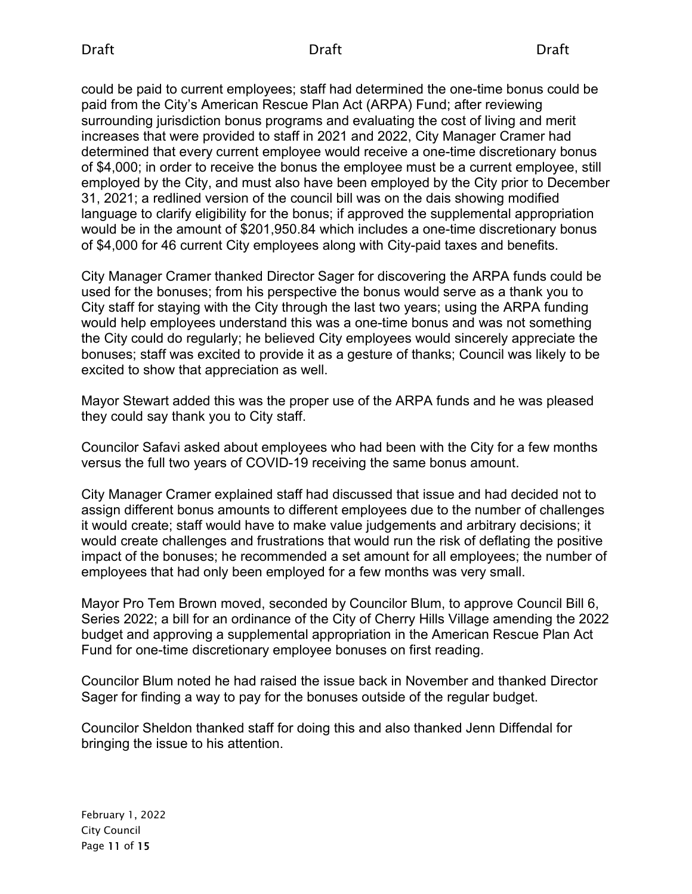could be paid to current employees; staff had determined the one-time bonus could be paid from the City's American Rescue Plan Act (ARPA) Fund; after reviewing surrounding jurisdiction bonus programs and evaluating the cost of living and merit increases that were provided to staff in 2021 and 2022, City Manager Cramer had determined that every current employee would receive a one-time discretionary bonus of $4,000; in order to receive the bonus the employee must be a current employee, still employed by the City, and must also have been employed by the City prior to December 31, 2021; a redlined version of the council bill was on the dais showing modified language to clarify eligibility for the bonus; if approved the supplemental appropriation would be in the amount of $201,950.84 which includes a one-time discretionary bonus of $4,000 for 46 current City employees along with City-paid taxes and benefits.

City Manager Cramer thanked Director Sager for discovering the ARPA funds could be used for the bonuses; from his perspective the bonus would serve as a thank you to City staff for staying with the City through the last two years; using the ARPA funding would help employees understand this was a one-time bonus and was not something the City could do regularly; he believed City employees would sincerely appreciate the bonuses; staff was excited to provide it as a gesture of thanks; Council was likely to be excited to show that appreciation as well.

Mayor Stewart added this was the proper use of the ARPA funds and he was pleased they could say thank you to City staff.

Councilor Safavi asked about employees who had been with the City for a few months versus the full two years of COVID-19 receiving the same bonus amount.

City Manager Cramer explained staff had discussed that issue and had decided not to assign different bonus amounts to different employees due to the number of challenges it would create; staff would have to make value judgements and arbitrary decisions; it would create challenges and frustrations that would run the risk of deflating the positive impact of the bonuses; he recommended a set amount for all employees; the number of employees that had only been employed for a few months was very small.

Mayor Pro Tem Brown moved, seconded by Councilor Blum, to approve Council Bill 6, Series 2022; a bill for an ordinance of the City of Cherry Hills Village amending the 2022 budget and approving a supplemental appropriation in the American Rescue Plan Act Fund for one-time discretionary employee bonuses on first reading.

Councilor Blum noted he had raised the issue back in November and thanked Director Sager for finding a way to pay for the bonuses outside of the regular budget.

Councilor Sheldon thanked staff for doing this and also thanked Jenn Diffendal for bringing the issue to his attention.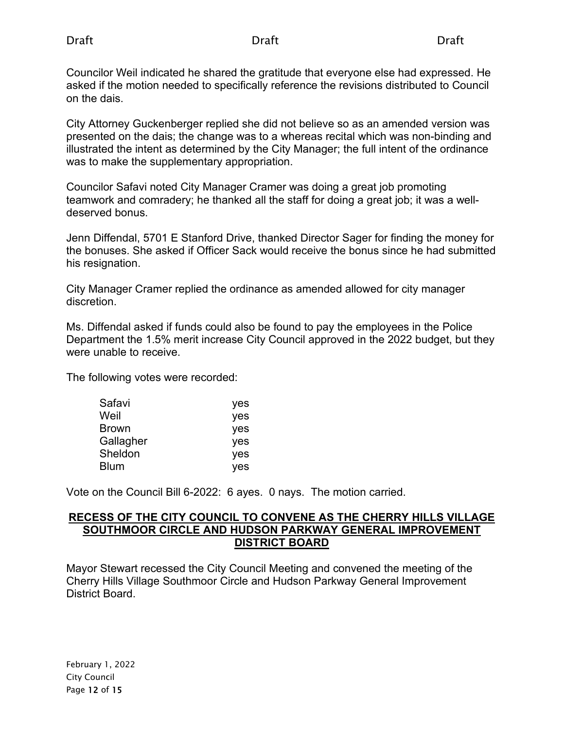Councilor Weil indicated he shared the gratitude that everyone else had expressed. He asked if the motion needed to specifically reference the revisions distributed to Council on the dais.

City Attorney Guckenberger replied she did not believe so as an amended version was presented on the dais; the change was to a whereas recital which was non-binding and illustrated the intent as determined by the City Manager; the full intent of the ordinance was to make the supplementary appropriation.

Councilor Safavi noted City Manager Cramer was doing a great job promoting teamwork and comradery; he thanked all the staff for doing a great job; it was a well-deserved bonus.

Jenn Diffendal, 5701 E Stanford Drive, thanked Director Sager for finding the money for the bonuses. She asked if Officer Sack would receive the bonus since he had submitted his resignation.

City Manager Cramer replied the ordinance as amended allowed for city manager discretion.

Ms. Diffendal asked if funds could also be found to pay the employees in the Police Department the 1.5% merit increase City Council approved in the 2022 budget, but they were unable to receive.

The following votes were recorded:

| | |
|---|---|
| Safavi | yes |
| Weil | yes |
| Brown | yes |
| Gallagher | yes |
| Sheldon | yes |
| Blum | yes |

Vote on the Council Bill 6-2022: 6 ayes. 0 nays. The motion carried.

## RECESS OF THE CITY COUNCIL TO CONVENE AS THE CHERRY HILLS VILLAGE SOUTHMOOR CIRCLE AND HUDSON PARKWAY GENERAL IMPROVEMENT DISTRICT BOARD

Mayor Stewart recessed the City Council Meeting and convened the meeting of the Cherry Hills Village Southmoor Circle and Hudson Parkway General Improvement District Board.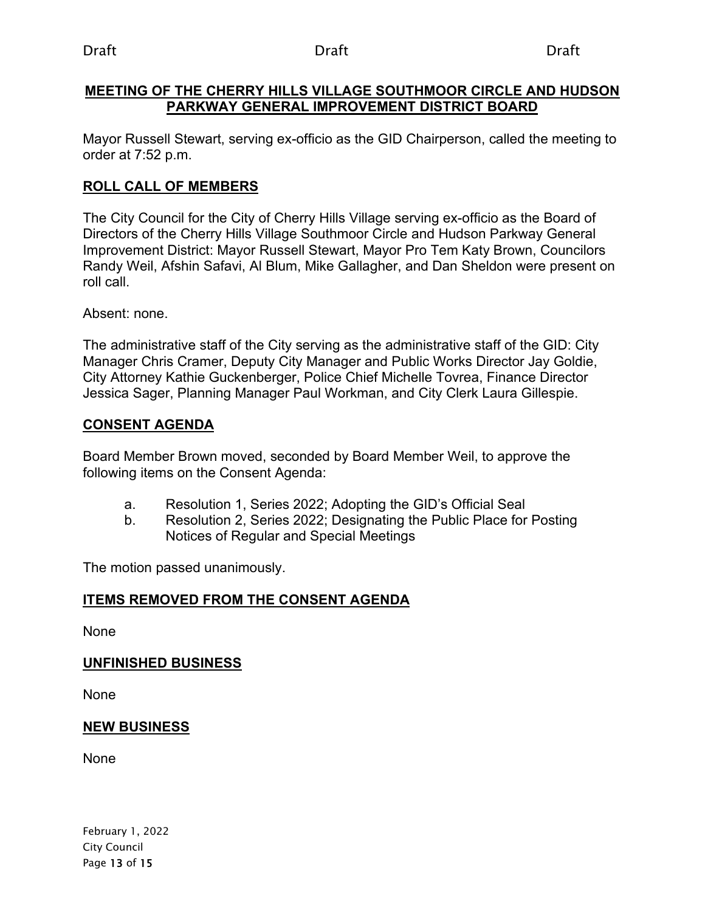Draft Draft Draft

**MEETING OF THE CHERRY HILLS VILLAGE SOUTHMOOR CIRCLE AND HUDSON PARKWAY GENERAL IMPROVEMENT DISTRICT BOARD**

Mayor Russell Stewart, serving ex-officio as the GID Chairperson, called the meeting to order at 7:52 p.m.

**ROLL CALL OF MEMBERS**

The City Council for the City of Cherry Hills Village serving ex-officio as the Board of Directors of the Cherry Hills Village Southmoor Circle and Hudson Parkway General Improvement District: Mayor Russell Stewart, Mayor Pro Tem Katy Brown, Councilors Randy Weil, Afshin Safavi, Al Blum, Mike Gallagher, and Dan Sheldon were present on roll call.

Absent: none.

The administrative staff of the City serving as the administrative staff of the GID: City Manager Chris Cramer, Deputy City Manager and Public Works Director Jay Goldie, City Attorney Kathie Guckenberger, Police Chief Michelle Tovrea, Finance Director Jessica Sager, Planning Manager Paul Workman, and City Clerk Laura Gillespie.

**CONSENT AGENDA**

Board Member Brown moved, seconded by Board Member Weil, to approve the following items on the Consent Agenda:

a. Resolution 1, Series 2022; Adopting the GID's Official Seal
b. Resolution 2, Series 2022; Designating the Public Place for Posting Notices of Regular and Special Meetings

The motion passed unanimously.

**ITEMS REMOVED FROM THE CONSENT AGENDA**

None

**UNFINISHED BUSINESS**

None

**NEW BUSINESS**

None

February 1, 2022
City Council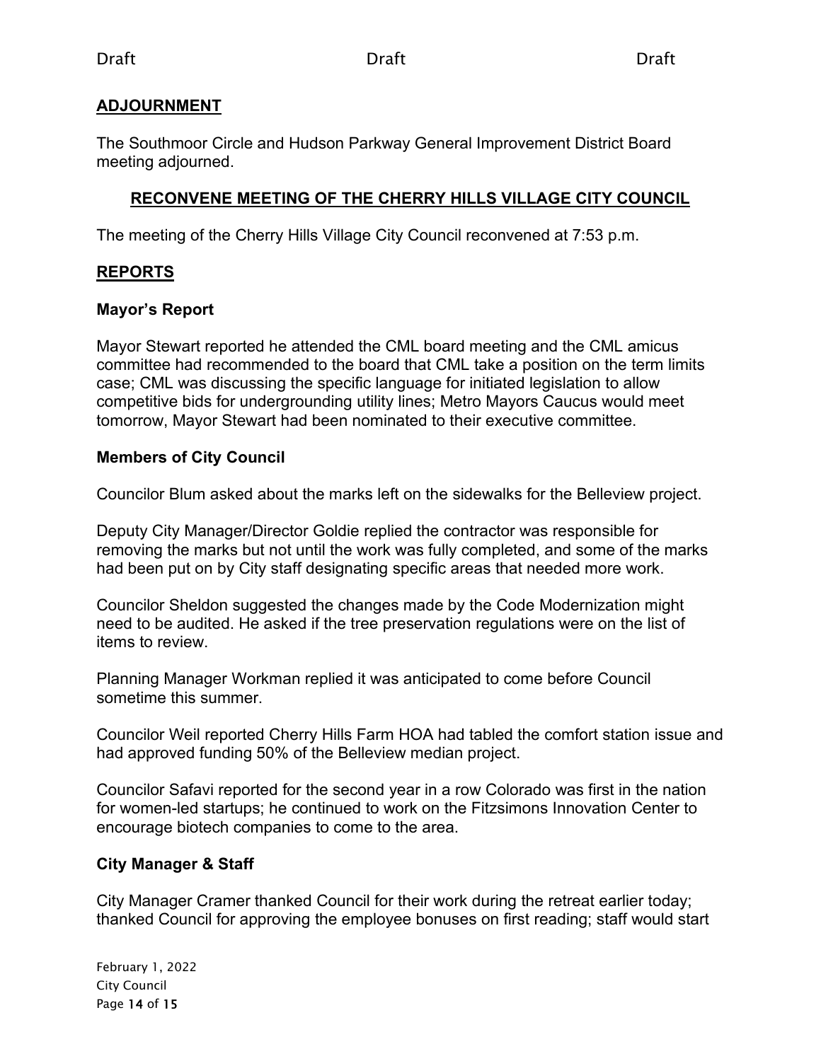## ADJOURNMENT

The Southmoor Circle and Hudson Parkway General Improvement District Board meeting adjourned.

## RECONVENE MEETING OF THE CHERRY HILLS VILLAGE CITY COUNCIL

The meeting of the Cherry Hills Village City Council reconvened at 7:53 p.m.

## REPORTS

### Mayor's Report

Mayor Stewart reported he attended the CML board meeting and the CML amicus committee had recommended to the board that CML take a position on the term limits case; CML was discussing the specific language for initiated legislation to allow competitive bids for undergrounding utility lines; Metro Mayors Caucus would meet tomorrow, Mayor Stewart had been nominated to their executive committee.

### Members of City Council

Councilor Blum asked about the marks left on the sidewalks for the Belleview project.

Deputy City Manager/Director Goldie replied the contractor was responsible for removing the marks but not until the work was fully completed, and some of the marks had been put on by City staff designating specific areas that needed more work.

Councilor Sheldon suggested the changes made by the Code Modernization might need to be audited. He asked if the tree preservation regulations were on the list of items to review.

Planning Manager Workman replied it was anticipated to come before Council sometime this summer.

Councilor Weil reported Cherry Hills Farm HOA had tabled the comfort station issue and had approved funding 50% of the Belleview median project.

Councilor Safavi reported for the second year in a row Colorado was first in the nation for women-led startups; he continued to work on the Fitzsimons Innovation Center to encourage biotech companies to come to the area.

### City Manager & Staff

City Manager Cramer thanked Council for their work during the retreat earlier today; thanked Council for approving the employee bonuses on first reading; staff would start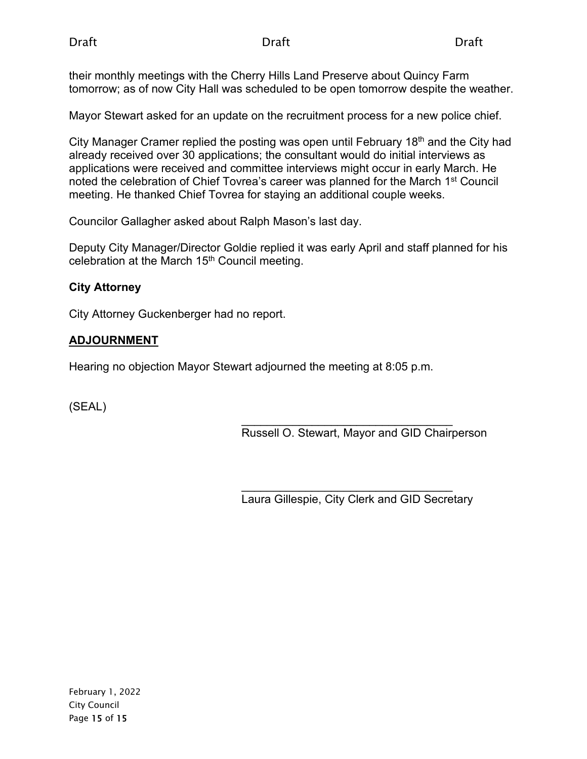their monthly meetings with the Cherry Hills Land Preserve about Quincy Farm tomorrow; as of now City Hall was scheduled to be open tomorrow despite the weather.

Mayor Stewart asked for an update on the recruitment process for a new police chief.

City Manager Cramer replied the posting was open until February 18th and the City had already received over 30 applications; the consultant would do initial interviews as applications were received and committee interviews might occur in early March. He noted the celebration of Chief Tovrea's career was planned for the March 1st Council meeting. He thanked Chief Tovrea for staying an additional couple weeks.

Councilor Gallagher asked about Ralph Mason's last day.

Deputy City Manager/Director Goldie replied it was early April and staff planned for his celebration at the March 15th Council meeting.

**City Attorney**

City Attorney Guckenberger had no report.

**ADJOURNMENT**

Hearing no objection Mayor Stewart adjourned the meeting at 8:05 p.m.

(SEAL)

\_\_\_\_\_\_\_\_\_\_\_\_\_\_\_\_\_\_\_\_\_\_\_\_\_\_\_\_\_\_\_\_\_\_\_
Russell O. Stewart, Mayor and GID Chairperson

\_\_\_\_\_\_\_\_\_\_\_\_\_\_\_\_\_\_\_\_\_\_\_\_\_\_\_\_\_\_\_\_\_\_\_
Laura Gillespie, City Clerk and GID Secretary